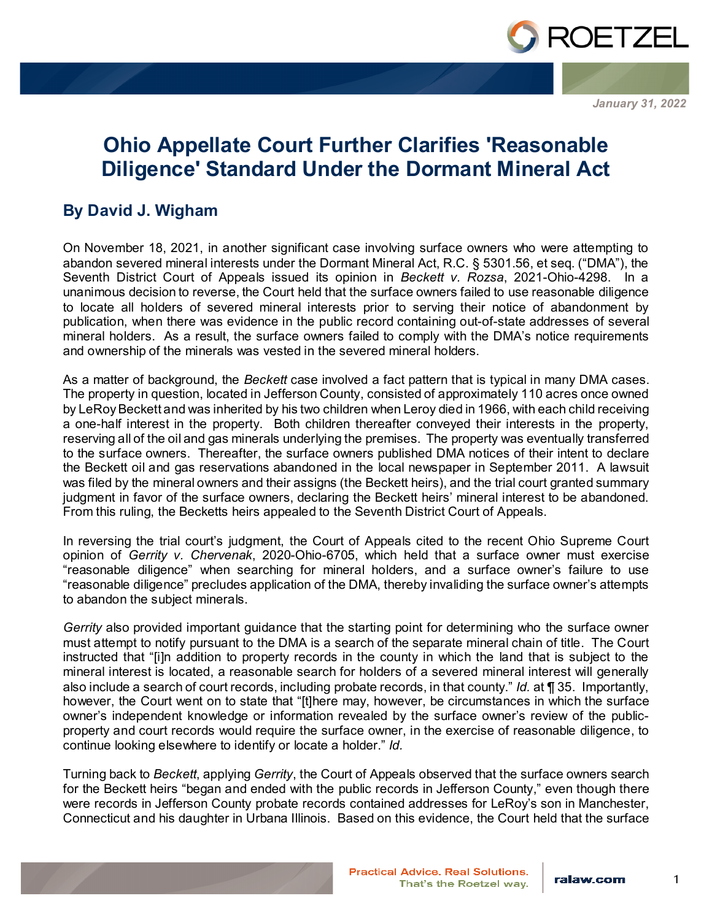January 31, 2022

# Ohio Appellate Court Further Clarifies 'Reasonable Diligence' Standard Under the Dormant Mineral Act

## By David J. Wigham

On November 18, 2021, in another significant case involving surface owners who were attempting to abandon severed mineral interests under the Dormant Mineral Act, R.C. § 5301.56, et seq. ("DMA"), the Seventh District Court of Appeals issued its opinion in *Beckett v. Rozsa*, 2021-Ohio-4298. In a unanimous decision to reverse, the Court held that the surface owners failed to use reasonable diligence to locate all holders of severed mineral interests prior to serving their notice of abandonment by publication, when there was evidence in the public record containing out-of-state addresses of several mineral holders. As a result, the surface owners failed to comply with the DMA's notice requirements and ownership of the minerals was vested in the severed mineral holders.

As a matter of background, the *Beckett* case involved a fact pattern that is typical in many DMA cases. The property in question, located in Jefferson County, consisted of approximately 110 acres once owned by LeRoy Beckett and was inherited by his two children when Leroy died in 1966, with each child receiving a one-half interest in the property. Both children thereafter conveyed their interests in the property, reserving all of the oil and gas minerals underlying the premises. The property was eventually transferred to the surface owners. Thereafter, the surface owners published DMA notices of their intent to declare the Beckett oil and gas reservations abandoned in the local newspaper in September 2011. A lawsuit was filed by the mineral owners and their assigns (the Beckett heirs), and the trial court granted summary judgment in favor of the surface owners, declaring the Beckett heirs' mineral interest to be abandoned. From this ruling, the Becketts heirs appealed to the Seventh District Court of Appeals.

In reversing the trial court's judgment, the Court of Appeals cited to the recent Ohio Supreme Court opinion of *Gerrity v. Chervenak*, 2020-Ohio-6705, which held that a surface owner must exercise "reasonable diligence" when searching for mineral holders, and a surface owner's failure to use "reasonable diligence" precludes application of the DMA, thereby invalidating the surface owner's attempts to abandon the subject minerals.

*Gerrity* also provided important guidance that the starting point for determining who the surface owner must attempt to notify pursuant to the DMA is a search of the separate mineral chain of title. The Court instructed that "[i]n addition to property records in the county in which the land that is subject to the mineral interest is located, a reasonable search for holders of a severed mineral interest will generally also include a search of court records, including probate records, in that county." *Id.* at ¶ 35. Importantly, however, the Court went on to state that "[t]here may, however, be circumstances in which the surface owner's independent knowledge or information revealed by the surface owner's review of the public-property and court records would require the surface owner, in the exercise of reasonable diligence, to continue looking elsewhere to identify or locate a holder." *Id.*

Turning back to *Beckett*, applying *Gerrity*, the Court of Appeals observed that the surface owners search for the Beckett heirs "began and ended with the public records in Jefferson County," even though there were records in Jefferson County probate records contained addresses for LeRoy's son in Manchester, Connecticut and his daughter in Urbana Illinois. Based on this evidence, the Court held that the surface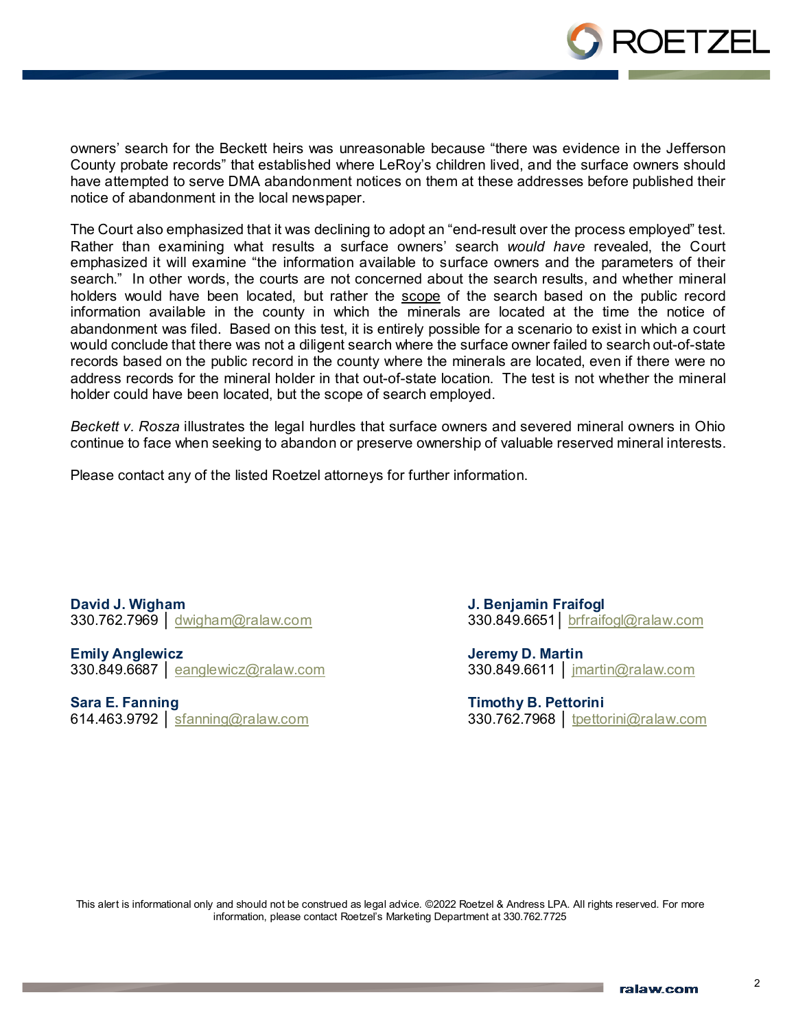owners' search for the Beckett heirs was unreasonable because "there was evidence in the Jefferson County probate records" that established where LeRoy's children lived, and the surface owners should have attempted to serve DMA abandonment notices on them at these addresses before published their notice of abandonment in the local newspaper.

The Court also emphasized that it was declining to adopt an "end-result over the process employed" test. Rather than examining what results a surface owners' search *would have* revealed, the Court emphasized it will examine "the information available to surface owners and the parameters of their search." In other words, the courts are not concerned about the search results, and whether mineral holders would have been located, but rather the <u>scope</u> of the search based on the public record information available in the county in which the minerals are located at the time the notice of abandonment was filed. Based on this test, it is entirely possible for a scenario to exist in which a court would conclude that there was not a diligent search where the surface owner failed to search out-of-state records based on the public record in the county where the minerals are located, even if there were no address records for the mineral holder in that out-of-state location. The test is not whether the mineral holder could have been located, but the scope of search employed.

*Beckett v. Rosza* illustrates the legal hurdles that surface owners and severed mineral owners in Ohio continue to face when seeking to abandon or preserve ownership of valuable reserved mineral interests.

Please contact any of the listed Roetzel attorneys for further information.

**David J. Wigham**
330.762.7969 │ dwigham@ralaw.com

**Emily Anglewicz**
330.849.6687 │ eanglewicz@ralaw.com

**Sara E. Fanning**
614.463.9792 │ sfanning@ralaw.com

**J. Benjamin Fraifogl**
330.849.6651│ brfraifogl@ralaw.com

**Jeremy D. Martin**
330.849.6611 │ jmartin@ralaw.com

**Timothy B. Pettorini**
330.762.7968 │ tpettorini@ralaw.com

This alert is informational only and should not be construed as legal advice. ©2022 Roetzel & Andress LPA. All rights reserved. For more information, please contact Roetzel's Marketing Department at 330.762.7725